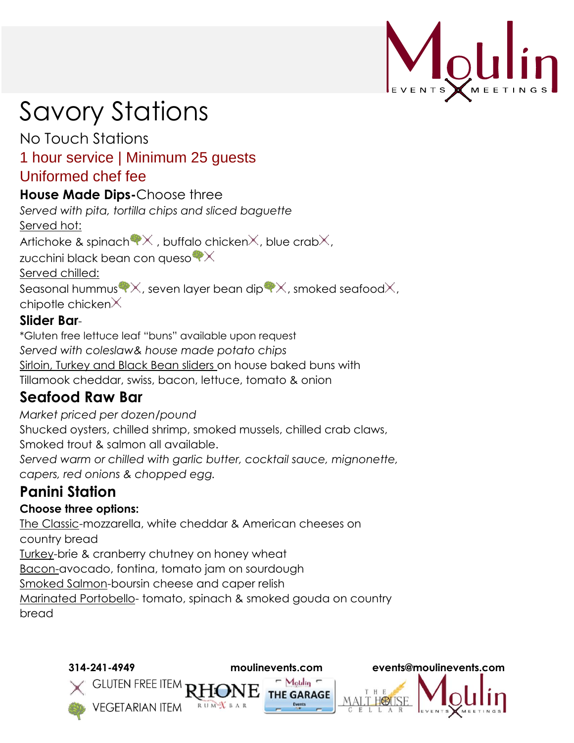# Savory Stations

No Touch Stations

1 hour service | Minimum 25 guests

Uniformed chef fee

**House Made Dips-**Choose three

*Served with pita, tortilla chips and sliced baguette*

Served hot:

Artichoke & spinach, buffalo chicken, blue crab, zucchini black bean con queso

Served chilled:

Seasonal hummus, seven layer bean dip, smoked seafood, chipotle chicken

**Slider Bar**-

*Gluten free lettuce leaf "buns" available upon request

*Served with coleslaw& house made potato chips*

Sirloin, Turkey and Black Bean sliders on house baked buns with Tillamook cheddar, swiss, bacon, lettuce, tomato & onion

## Seafood Raw Bar

*Market priced per dozen/pound*

Shucked oysters, chilled shrimp, smoked mussels, chilled crab claws, Smoked trout & salmon all available.

*Served warm or chilled with garlic butter, cocktail sauce, mignonette, capers, red onions & chopped egg.*

## Panini Station

**Choose three options:**

The Classic-mozzarella, white cheddar & American cheeses on country bread

Turkey-brie & cranberry chutney on honey wheat

Bacon-avocado, fontina, tomato jam on sourdough

Smoked Salmon-boursin cheese and caper relish

Marinated Portobello- tomato, spinach & smoked gouda on country bread

**314-241-4949** **moulinevents.com** **events@moulinevents.com**

GLUTEN FREE ITEM

VEGETARIAN ITEM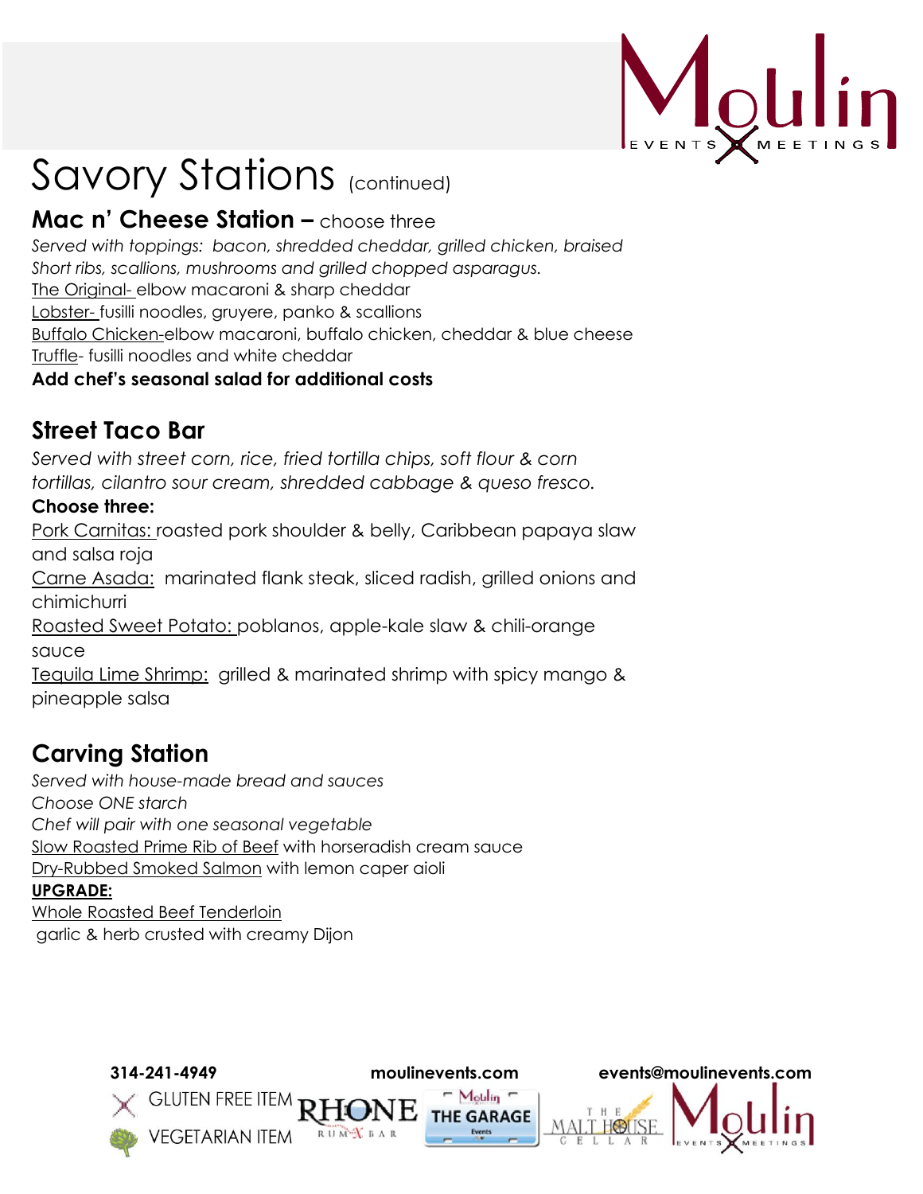# Savory Stations (continued)

## **Mac n' Cheese Station –** choose three

*Served with toppings: bacon, shredded cheddar, grilled chicken, braised Short ribs, scallions, mushrooms and grilled chopped asparagus.*

The Original- elbow macaroni & sharp cheddar
Lobster- fusilli noodles, gruyere, panko & scallions
Buffalo Chicken-elbow macaroni, buffalo chicken, cheddar & blue cheese
Truffle- fusilli noodles and white cheddar

**Add chef's seasonal salad for additional costs**

## Street Taco Bar

*Served with street corn, rice, fried tortilla chips, soft flour & corn tortillas, cilantro sour cream, shredded cabbage & queso fresco.*

**Choose three:**

Pork Carnitas: roasted pork shoulder & belly, Caribbean papaya slaw and salsa roja
Carne Asada: marinated flank steak, sliced radish, grilled onions and chimichurri
Roasted Sweet Potato: poblanos, apple-kale slaw & chili-orange sauce
Tequila Lime Shrimp: grilled & marinated shrimp with spicy mango & pineapple salsa

## Carving Station

*Served with house-made bread and sauces*
*Choose ONE starch*
*Chef will pair with one seasonal vegetable*

Slow Roasted Prime Rib of Beef with horseradish cream sauce
Dry-Rubbed Smoked Salmon with lemon caper aioli

**UPGRADE:**

Whole Roasted Beef Tenderloin
garlic & herb crusted with creamy Dijon

**314-241-4949** **moulinevents.com** **events@moulinevents.com**

GLUTEN FREE ITEM
VEGETARIAN ITEM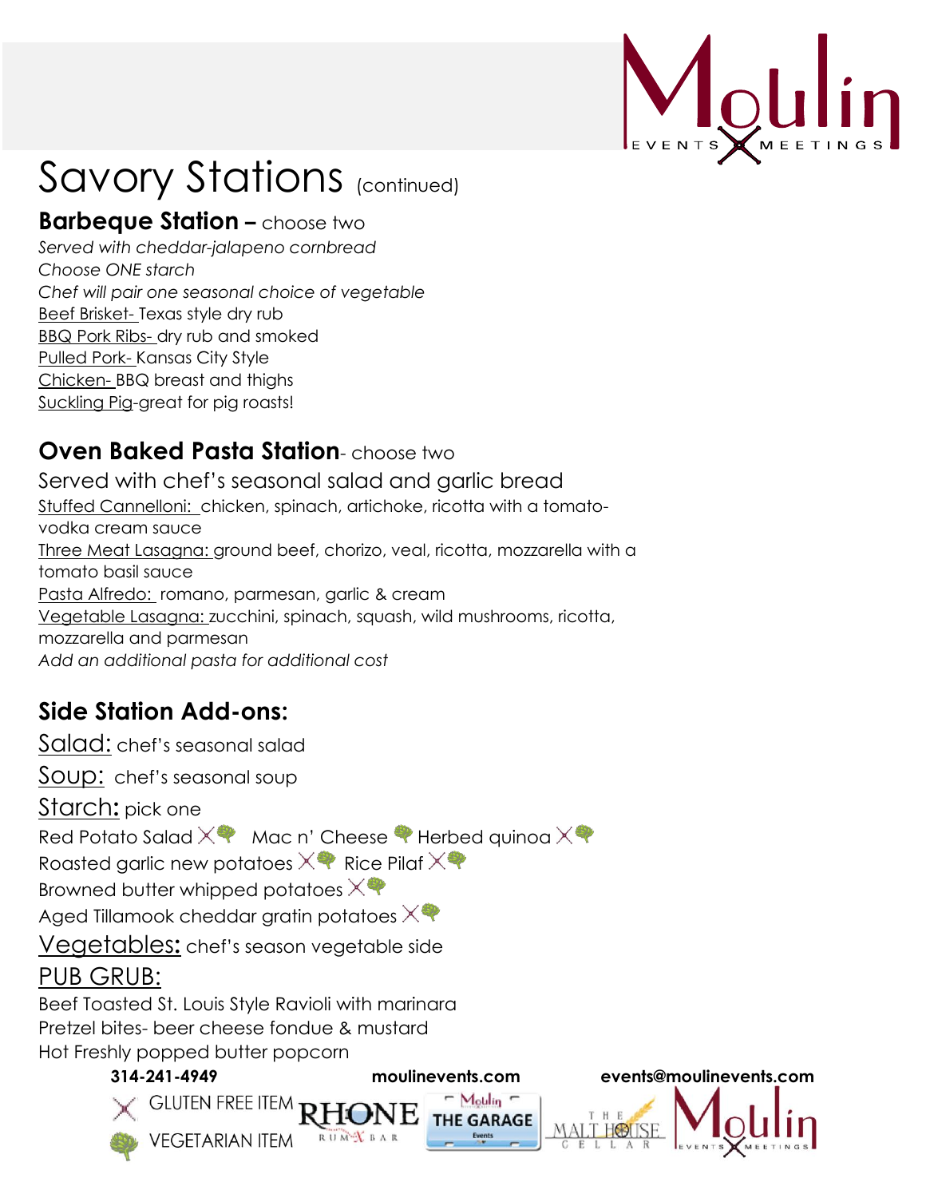# Savory Stations (continued)

## Barbeque Station – choose two

*Served with cheddar-jalapeno cornbread*
*Choose ONE starch*
*Chef will pair one seasonal choice of vegetable*

Beef Brisket- Texas style dry rub
BBQ Pork Ribs- dry rub and smoked
Pulled Pork- Kansas City Style
Chicken- BBQ breast and thighs
Suckling Pig-great for pig roasts!

## Oven Baked Pasta Station- choose two

Served with chef's seasonal salad and garlic bread

Stuffed Cannelloni: chicken, spinach, artichoke, ricotta with a tomato-vodka cream sauce
Three Meat Lasagna: ground beef, chorizo, veal, ricotta, mozzarella with a tomato basil sauce
Pasta Alfredo: romano, parmesan, garlic & cream
Vegetable Lasagna: zucchini, spinach, squash, wild mushrooms, ricotta, mozzarella and parmesan
*Add an additional pasta for additional cost*

## Side Station Add-ons:

Salad: chef's seasonal salad

Soup: chef's seasonal soup

Starch: pick one

Red Potato Salad (GF) (V)  Mac n' Cheese (V)  Herbed quinoa (GF) (V)
Roasted garlic new potatoes (GF) (V)  Rice Pilaf (GF) (V)
Browned butter whipped potatoes (GF) (V)
Aged Tillamook cheddar gratin potatoes (GF) (V)

Vegetables: chef's season vegetable side

PUB GRUB:

Beef Toasted St. Louis Style Ravioli with marinara
Pretzel bites- beer cheese fondue & mustard
Hot Freshly popped butter popcorn

314-241-4949 moulinevents.com events@moulinevents.com

(GF) GLUTEN FREE ITEM
(V) VEGETARIAN ITEM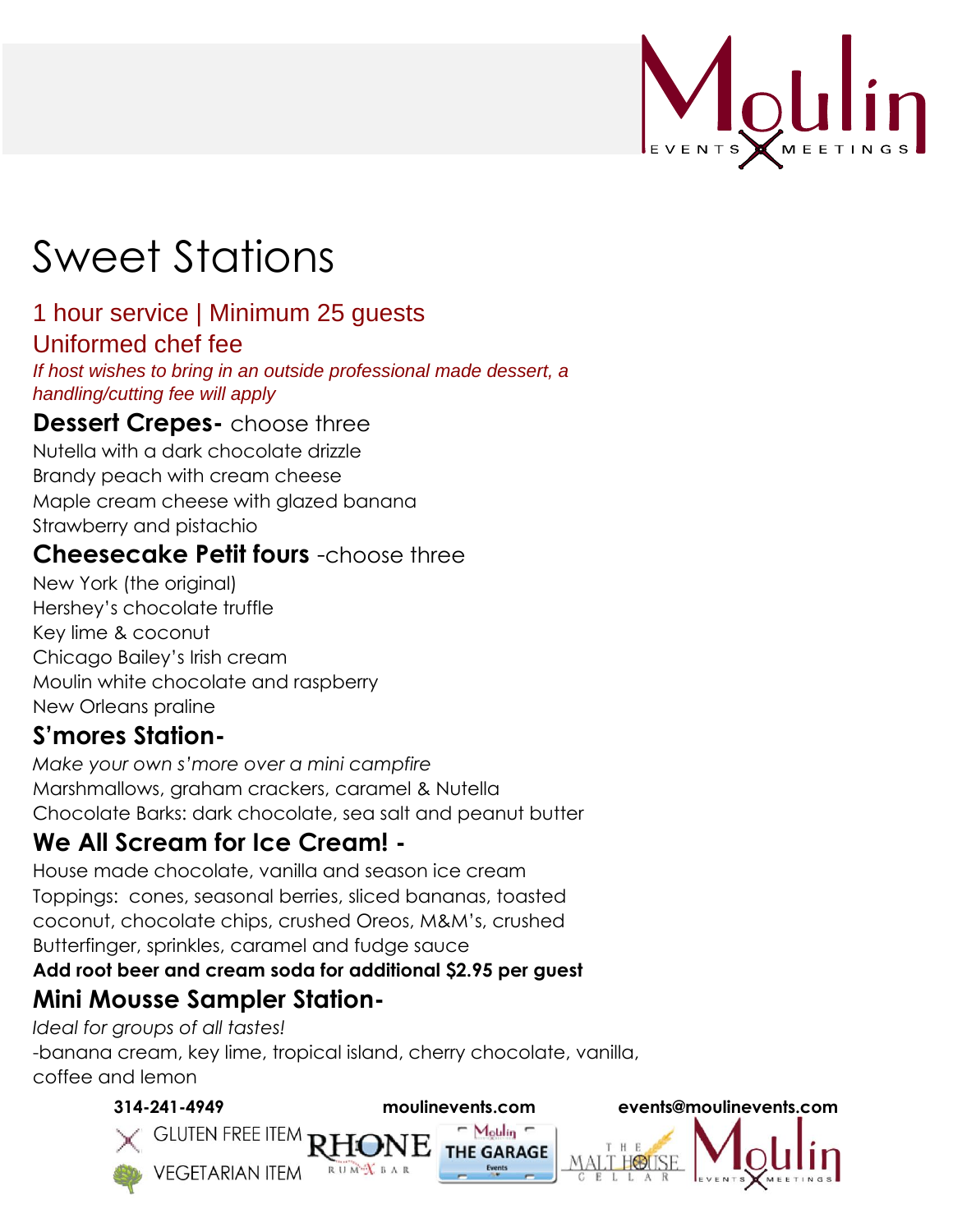# Sweet Stations

1 hour service | Minimum 25 guests

Uniformed chef fee

*If host wishes to bring in an outside professional made dessert, a handling/cutting fee will apply*

## Dessert Crepes- choose three

Nutella with a dark chocolate drizzle
Brandy peach with cream cheese
Maple cream cheese with glazed banana
Strawberry and pistachio

## Cheesecake Petit fours -choose three

New York (the original)
Hershey's chocolate truffle
Key lime & coconut
Chicago Bailey's Irish cream
Moulin white chocolate and raspberry
New Orleans praline

## S'mores Station-

*Make your own s'more over a mini campfire*
Marshmallows, graham crackers, caramel & Nutella
Chocolate Barks: dark chocolate, sea salt and peanut butter

## We All Scream for Ice Cream! -

House made chocolate, vanilla and season ice cream
Toppings: cones, seasonal berries, sliced bananas, toasted coconut, chocolate chips, crushed Oreos, M&M's, crushed Butterfinger, sprinkles, caramel and fudge sauce

**Add root beer and cream soda for additional $2.95 per guest**

## Mini Mousse Sampler Station-

*Ideal for groups of all tastes!*
-banana cream, key lime, tropical island, cherry chocolate, vanilla, coffee and lemon

**314-241-4949** **moulinevents.com** **events@moulinevents.com**

GLUTEN FREE ITEM
VEGETARIAN ITEM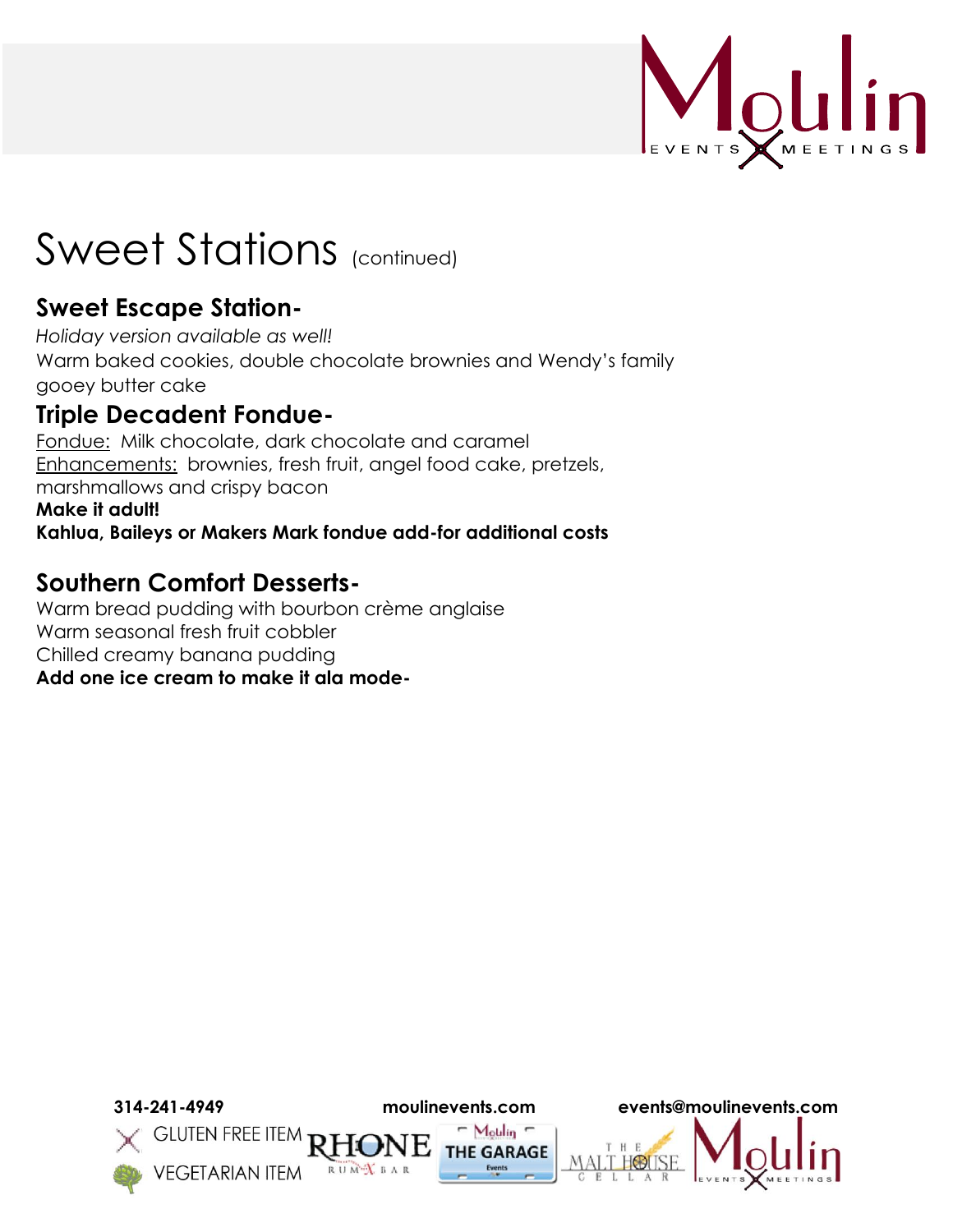# Sweet Stations (continued)

## Sweet Escape Station-

*Holiday version available as well!*

Warm baked cookies, double chocolate brownies and Wendy's family gooey butter cake

## Triple Decadent Fondue-

Fondue: Milk chocolate, dark chocolate and caramel

Enhancements: brownies, fresh fruit, angel food cake, pretzels, marshmallows and crispy bacon

**Make it adult!**

**Kahlua, Baileys or Makers Mark fondue add-for additional costs**

## Southern Comfort Desserts-

Warm bread pudding with bourbon crème anglaise

Warm seasonal fresh fruit cobbler

Chilled creamy banana pudding

**Add one ice cream to make it ala mode-**

314-241-4949 moulinevents.com events@moulinevents.com

GLUTEN FREE ITEM

VEGETARIAN ITEM